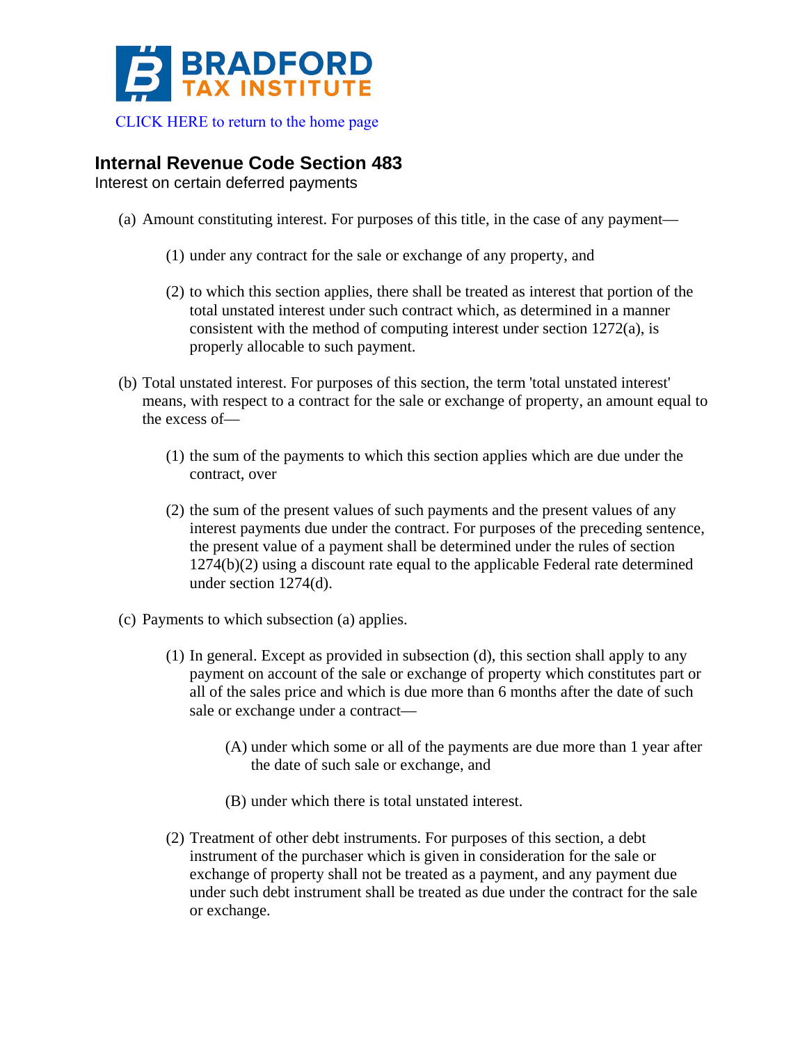BRADFORD TAX INSTITUTE

CLICK HERE to return to the home page

## Internal Revenue Code Section 483

Interest on certain deferred payments

(a) Amount constituting interest. For purposes of this title, in the case of any payment—

(1) under any contract for the sale or exchange of any property, and

(2) to which this section applies, there shall be treated as interest that portion of the total unstated interest under such contract which, as determined in a manner consistent with the method of computing interest under section 1272(a), is properly allocable to such payment.

(b) Total unstated interest. For purposes of this section, the term 'total unstated interest' means, with respect to a contract for the sale or exchange of property, an amount equal to the excess of—

(1) the sum of the payments to which this section applies which are due under the contract, over

(2) the sum of the present values of such payments and the present values of any interest payments due under the contract. For purposes of the preceding sentence, the present value of a payment shall be determined under the rules of section 1274(b)(2) using a discount rate equal to the applicable Federal rate determined under section 1274(d).

(c) Payments to which subsection (a) applies.

(1) In general. Except as provided in subsection (d), this section shall apply to any payment on account of the sale or exchange of property which constitutes part or all of the sales price and which is due more than 6 months after the date of such sale or exchange under a contract—

(A) under which some or all of the payments are due more than 1 year after the date of such sale or exchange, and

(B) under which there is total unstated interest.

(2) Treatment of other debt instruments. For purposes of this section, a debt instrument of the purchaser which is given in consideration for the sale or exchange of property shall not be treated as a payment, and any payment due under such debt instrument shall be treated as due under the contract for the sale or exchange.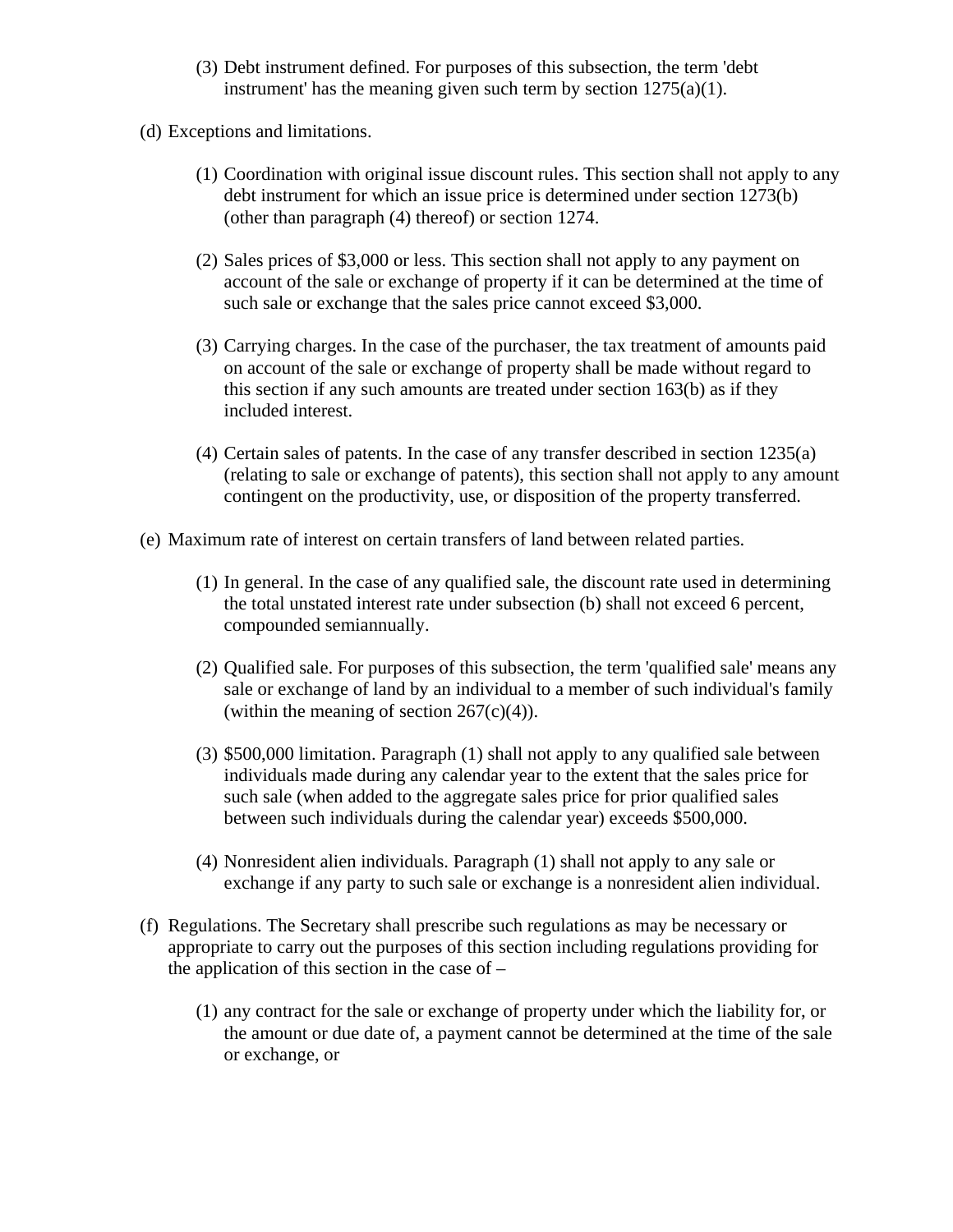(3) Debt instrument defined. For purposes of this subsection, the term 'debt instrument' has the meaning given such term by section 1275(a)(1).

(d) Exceptions and limitations.

(1) Coordination with original issue discount rules. This section shall not apply to any debt instrument for which an issue price is determined under section 1273(b) (other than paragraph (4) thereof) or section 1274.

(2) Sales prices of $3,000 or less. This section shall not apply to any payment on account of the sale or exchange of property if it can be determined at the time of such sale or exchange that the sales price cannot exceed $3,000.

(3) Carrying charges. In the case of the purchaser, the tax treatment of amounts paid on account of the sale or exchange of property shall be made without regard to this section if any such amounts are treated under section 163(b) as if they included interest.

(4) Certain sales of patents. In the case of any transfer described in section 1235(a) (relating to sale or exchange of patents), this section shall not apply to any amount contingent on the productivity, use, or disposition of the property transferred.

(e) Maximum rate of interest on certain transfers of land between related parties.

(1) In general. In the case of any qualified sale, the discount rate used in determining the total unstated interest rate under subsection (b) shall not exceed 6 percent, compounded semiannually.

(2) Qualified sale. For purposes of this subsection, the term 'qualified sale' means any sale or exchange of land by an individual to a member of such individual's family (within the meaning of section 267(c)(4)).

(3) $500,000 limitation. Paragraph (1) shall not apply to any qualified sale between individuals made during any calendar year to the extent that the sales price for such sale (when added to the aggregate sales price for prior qualified sales between such individuals during the calendar year) exceeds $500,000.

(4) Nonresident alien individuals. Paragraph (1) shall not apply to any sale or exchange if any party to such sale or exchange is a nonresident alien individual.

(f) Regulations. The Secretary shall prescribe such regulations as may be necessary or appropriate to carry out the purposes of this section including regulations providing for the application of this section in the case of –

(1) any contract for the sale or exchange of property under which the liability for, or the amount or due date of, a payment cannot be determined at the time of the sale or exchange, or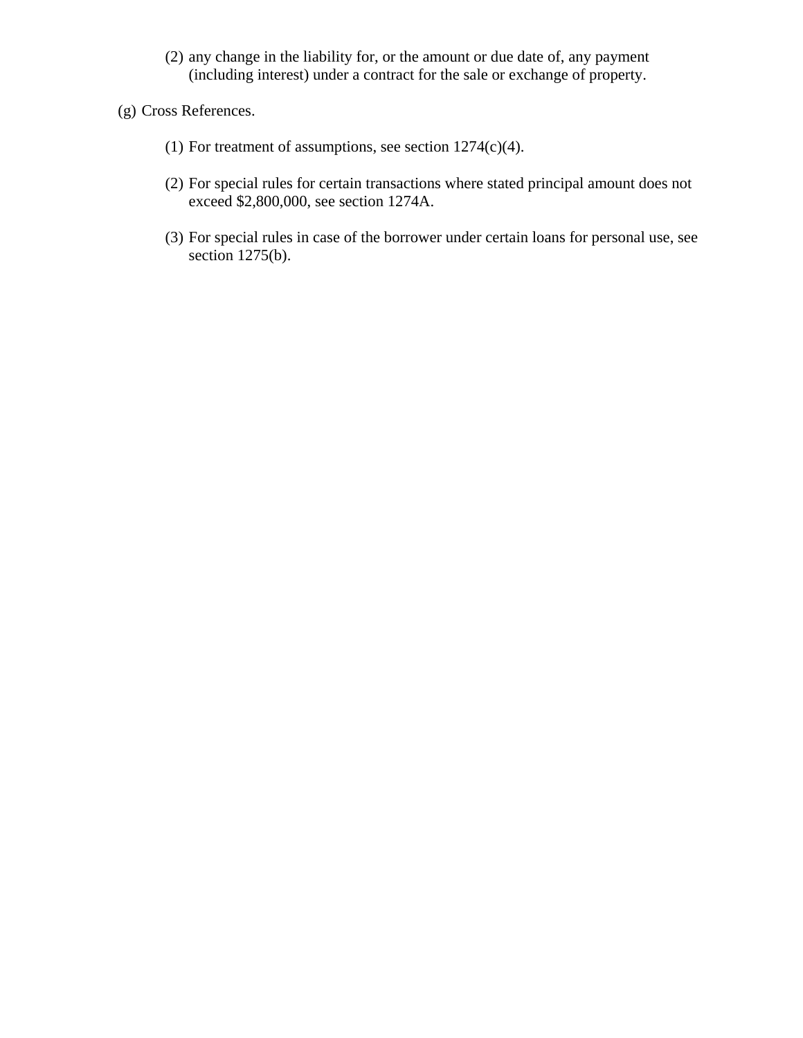(2) any change in the liability for, or the amount or due date of, any payment (including interest) under a contract for the sale or exchange of property.

(g) Cross References.

(1) For treatment of assumptions, see section 1274(c)(4).

(2) For special rules for certain transactions where stated principal amount does not exceed $2,800,000, see section 1274A.

(3) For special rules in case of the borrower under certain loans for personal use, see section 1275(b).